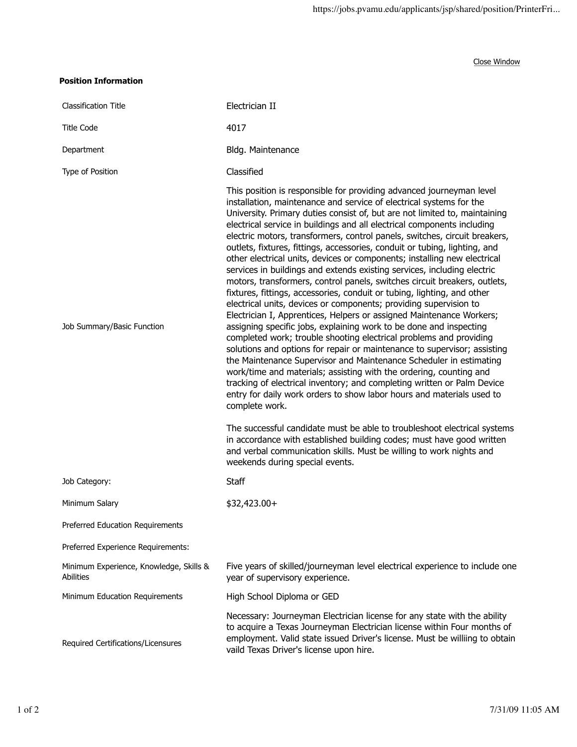Close Window

**Position Information**

| | |
|---|---|
| Classification Title | Electrician II |
| Title Code | 4017 |
| Department | Bldg. Maintenance |
| Type of Position | Classified |
| Job Summary/Basic Function | This position is responsible for providing advanced journeyman level installation, maintenance and service of electrical systems for the University. Primary duties consist of, but are not limited to, maintaining electrical service in buildings and all electrical components including electric motors, transformers, control panels, switches, circuit breakers, outlets, fixtures, fittings, accessories, conduit or tubing, lighting, and other electrical units, devices or components; installing new electrical services in buildings and extends existing services, including electric motors, transformers, control panels, switches circuit breakers, outlets, fixtures, fittings, accessories, conduit or tubing, lighting, and other electrical units, devices or components; providing supervision to Electrician I, Apprentices, Helpers or assigned Maintenance Workers; assigning specific jobs, explaining work to be done and inspecting completed work; trouble shooting electrical problems and providing solutions and options for repair or maintenance to supervisor; assisting the Maintenance Supervisor and Maintenance Scheduler in estimating work/time and materials; assisting with the ordering, counting and tracking of electrical inventory; and completing written or Palm Device entry for daily work orders to show labor hours and materials used to complete work.<br><br>The successful candidate must be able to troubleshoot electrical systems in accordance with established building codes; must have good written and verbal communication skills. Must be willing to work nights and weekends during special events. |
| Job Category: | Staff |
| Minimum Salary | $32,423.00+ |
| Preferred Education Requirements | |
| Preferred Experience Requirements: | |
| Minimum Experience, Knowledge, Skills & Abilities | Five years of skilled/journeyman level electrical experience to include one year of supervisory experience. |
| Minimum Education Requirements | High School Diploma or GED |
| Required Certifications/Licensures | Necessary: Journeyman Electrician license for any state with the ability to acquire a Texas Journeyman Electrician license within Four months of employment. Valid state issued Driver's license. Must be williing to obtain vaild Texas Driver's license upon hire. |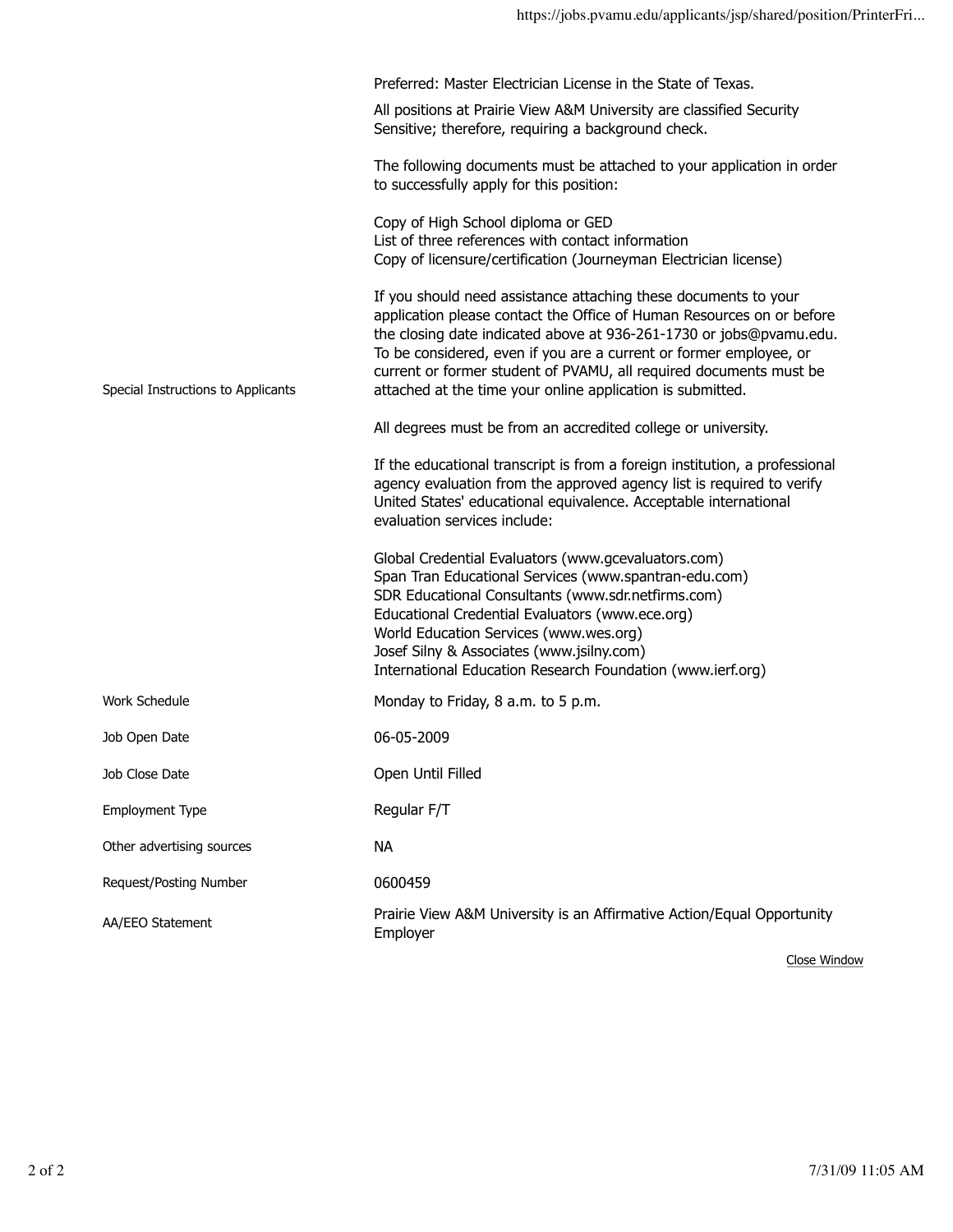| | |
|---|---|
| | Preferred: Master Electrician License in the State of Texas. |
| Special Instructions to Applicants | All positions at Prairie View A&M University are classified Security Sensitive; therefore, requiring a background check.<br><br>The following documents must be attached to your application in order to successfully apply for this position:<br><br>Copy of High School diploma or GED<br>List of three references with contact information<br>Copy of licensure/certification (Journeyman Electrician license)<br><br>If you should need assistance attaching these documents to your application please contact the Office of Human Resources on or before the closing date indicated above at 936-261-1730 or jobs@pvamu.edu. To be considered, even if you are a current or former employee, or current or former student of PVAMU, all required documents must be attached at the time your online application is submitted.<br><br>All degrees must be from an accredited college or university.<br><br>If the educational transcript is from a foreign institution, a professional agency evaluation from the approved agency list is required to verify United States' educational equivalence. Acceptable international evaluation services include:<br><br>Global Credential Evaluators (www.gcevaluators.com)<br>Span Tran Educational Services (www.spantran-edu.com)<br>SDR Educational Consultants (www.sdr.netfirms.com)<br>Educational Credential Evaluators (www.ece.org)<br>World Education Services (www.wes.org)<br>Josef Silny & Associates (www.jsilny.com)<br>International Education Research Foundation (www.ierf.org) |
| Work Schedule | Monday to Friday, 8 a.m. to 5 p.m. |
| Job Open Date | 06-05-2009 |
| Job Close Date | Open Until Filled |
| Employment Type | Regular F/T |
| Other advertising sources | NA |
| Request/Posting Number | 0600459 |
| AA/EEO Statement | Prairie View A&M University is an Affirmative Action/Equal Opportunity Employer |

Close Window